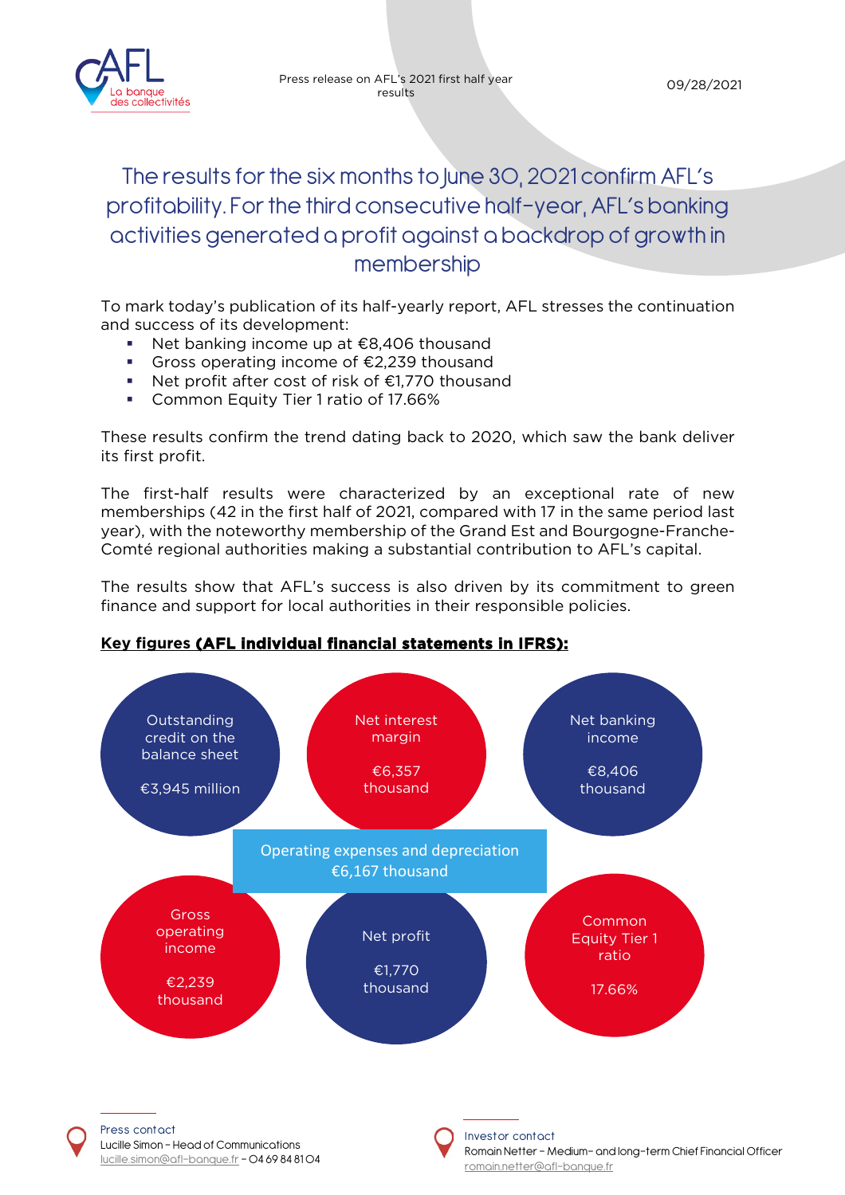AFL
La banque des collectivités

Press release on AFL's 2021 first half year results

09/28/2021

# The results for the six months to June 30, 2021 confirm AFL's profitability. For the third consecutive half-year, AFL's banking activities generated a profit against a backdrop of growth in membership

To mark today's publication of its half-yearly report, AFL stresses the continuation and success of its development:

- Net banking income up at €8,406 thousand
- Gross operating income of €2,239 thousand
- Net profit after cost of risk of €1,770 thousand
- Common Equity Tier 1 ratio of 17.66%

These results confirm the trend dating back to 2020, which saw the bank deliver its first profit.

The first-half results were characterized by an exceptional rate of new memberships (42 in the first half of 2021, compared with 17 in the same period last year), with the noteworthy membership of the Grand Est and Bourgogne-Franche-Comté regional authorities making a substantial contribution to AFL's capital.

The results show that AFL's success is also driven by its commitment to green finance and support for local authorities in their responsible policies.

**Key figures (AFL individual financial statements in IFRS):**

- Outstanding credit on the balance sheet: €3,945 million
- Net interest margin: €6,357 thousand
- Net banking income: €8,406 thousand
- Operating expenses and depreciation: €6,167 thousand
- Gross operating income: €2,239 thousand
- Net profit: €1,770 thousand
- Common Equity Tier 1 ratio: 17.66%

Press contact
Lucille Simon – Head of Communications
lucille.simon@afl-banque.fr – 04 69 84 81 04

Investor contact
Romain Netter – Medium- and long-term Chief Financial Officer
romain.netter@afl-banque.fr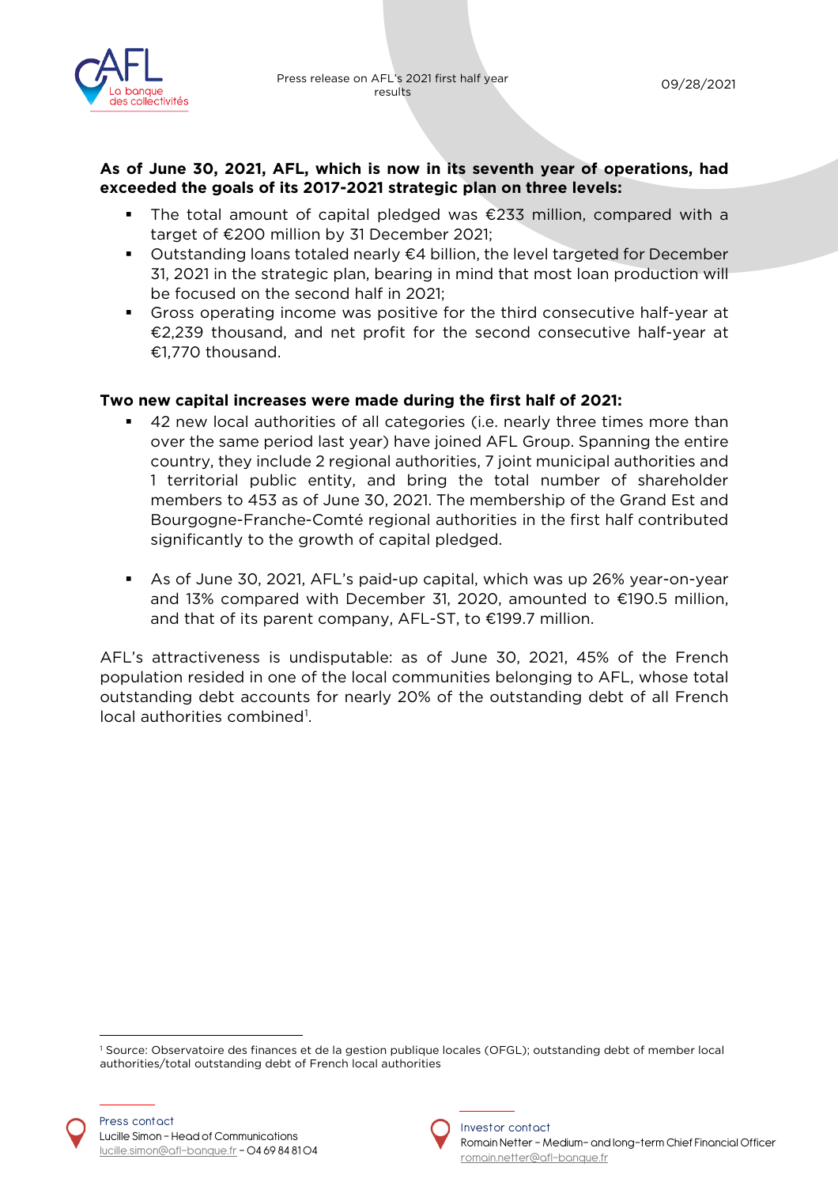**As of June 30, 2021, AFL, which is now in its seventh year of operations, had exceeded the goals of its 2017-2021 strategic plan on three levels:**

- The total amount of capital pledged was €233 million, compared with a target of €200 million by 31 December 2021;
- Outstanding loans totaled nearly €4 billion, the level targeted for December 31, 2021 in the strategic plan, bearing in mind that most loan production will be focused on the second half in 2021;
- Gross operating income was positive for the third consecutive half-year at €2,239 thousand, and net profit for the second consecutive half-year at €1,770 thousand.

**Two new capital increases were made during the first half of 2021:**

- 42 new local authorities of all categories (i.e. nearly three times more than over the same period last year) have joined AFL Group. Spanning the entire country, they include 2 regional authorities, 7 joint municipal authorities and 1 territorial public entity, and bring the total number of shareholder members to 453 as of June 30, 2021. The membership of the Grand Est and Bourgogne-Franche-Comté regional authorities in the first half contributed significantly to the growth of capital pledged.

- As of June 30, 2021, AFL's paid-up capital, which was up 26% year-on-year and 13% compared with December 31, 2020, amounted to €190.5 million, and that of its parent company, AFL-ST, to €199.7 million.

AFL's attractiveness is undisputable: as of June 30, 2021, 45% of the French population resided in one of the local communities belonging to AFL, whose total outstanding debt accounts for nearly 20% of the outstanding debt of all French local authorities combined[1].

[1] Source: Observatoire des finances et de la gestion publique locales (OFGL); outstanding debt of member local authorities/total outstanding debt of French local authorities

Press contact
Lucille Simon – Head of Communications
lucille.simon@afl-banque.fr – 04 69 84 81 04

Investor contact
Romain Netter – Medium- and long-term Chief Financial Officer
romain.netter@afl-banque.fr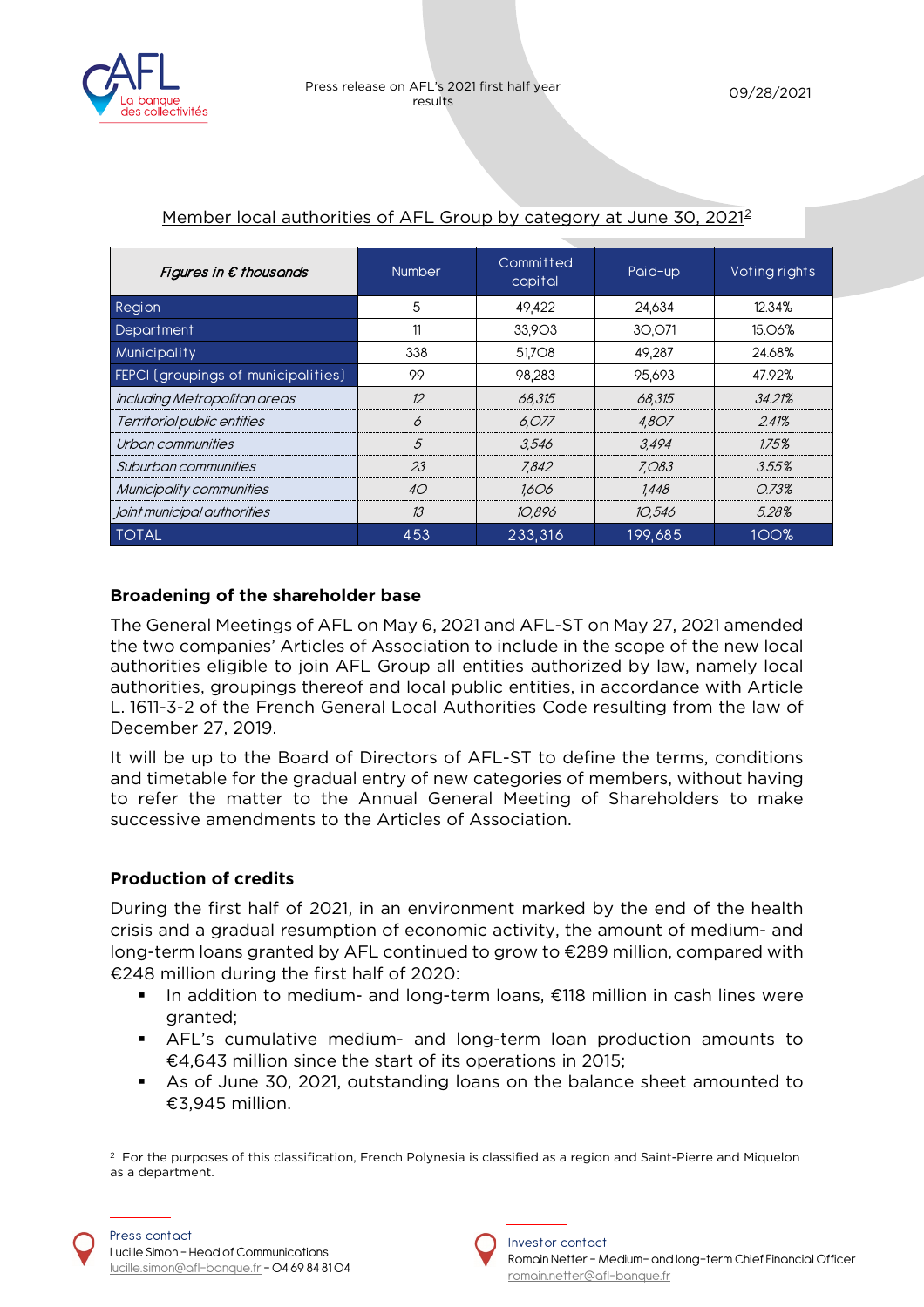Member local authorities of AFL Group by category at June 30, 2021[2]

| *Figures in € thousands* | Number | Committed capital | Paid-up | Voting rights |
|---|---|---|---|---|
| Region | 5 | 49,422 | 24,634 | 12.34% |
| Department | 11 | 33,903 | 30,071 | 15.06% |
| Municipality | 338 | 51,708 | 49,287 | 24.68% |
| FEPCI (groupings of municipalities) | 99 | 98,283 | 95,693 | 47.92% |
| *including Metropolitan areas* | *12* | *68,315* | *68,315* | *34.21%* |
| *Territorial public entities* | *6* | *6,077* | *4,807* | *2.41%* |
| *Urban communities* | *5* | *3,546* | *3,494* | *1.75%* |
| *Suburban communities* | *23* | *7,842* | *7,083* | *3.55%* |
| *Municipality communities* | *40* | *1,606* | *1,448* | *0.73%* |
| *Joint municipal authorities* | *13* | *10,896* | *10,546* | *5.28%* |
| TOTAL | 453 | 233,316 | 199,685 | 100% |

## Broadening of the shareholder base

The General Meetings of AFL on May 6, 2021 and AFL-ST on May 27, 2021 amended the two companies' Articles of Association to include in the scope of the new local authorities eligible to join AFL Group all entities authorized by law, namely local authorities, groupings thereof and local public entities, in accordance with Article L. 1611-3-2 of the French General Local Authorities Code resulting from the law of December 27, 2019.

It will be up to the Board of Directors of AFL-ST to define the terms, conditions and timetable for the gradual entry of new categories of members, without having to refer the matter to the Annual General Meeting of Shareholders to make successive amendments to the Articles of Association.

## Production of credits

During the first half of 2021, in an environment marked by the end of the health crisis and a gradual resumption of economic activity, the amount of medium- and long-term loans granted by AFL continued to grow to €289 million, compared with €248 million during the first half of 2020:

- In addition to medium- and long-term loans, €118 million in cash lines were granted;
- AFL's cumulative medium- and long-term loan production amounts to €4,643 million since the start of its operations in 2015;
- As of June 30, 2021, outstanding loans on the balance sheet amounted to €3,945 million.

[2] For the purposes of this classification, French Polynesia is classified as a region and Saint-Pierre and Miquelon as a department.

Press contact
Lucille Simon – Head of Communications
lucille.simon@afl-banque.fr – 04 69 84 81 04

Investor contact
Romain Netter – Medium- and long-term Chief Financial Officer
romain.netter@afl-banque.fr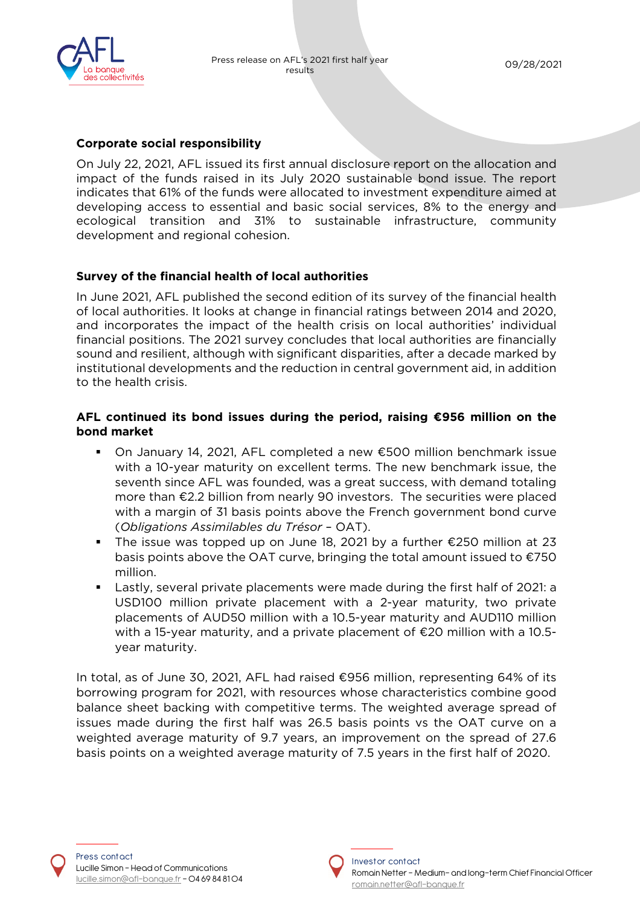## Corporate social responsibility

On July 22, 2021, AFL issued its first annual disclosure report on the allocation and impact of the funds raised in its July 2020 sustainable bond issue. The report indicates that 61% of the funds were allocated to investment expenditure aimed at developing access to essential and basic social services, 8% to the energy and ecological transition and 31% to sustainable infrastructure, community development and regional cohesion.

## Survey of the financial health of local authorities

In June 2021, AFL published the second edition of its survey of the financial health of local authorities. It looks at change in financial ratings between 2014 and 2020, and incorporates the impact of the health crisis on local authorities' individual financial positions. The 2021 survey concludes that local authorities are financially sound and resilient, although with significant disparities, after a decade marked by institutional developments and the reduction in central government aid, in addition to the health crisis.

## AFL continued its bond issues during the period, raising €956 million on the bond market

- On January 14, 2021, AFL completed a new €500 million benchmark issue with a 10-year maturity on excellent terms. The new benchmark issue, the seventh since AFL was founded, was a great success, with demand totaling more than €2.2 billion from nearly 90 investors. The securities were placed with a margin of 31 basis points above the French government bond curve (*Obligations Assimilables du Trésor* – OAT).
- The issue was topped up on June 18, 2021 by a further €250 million at 23 basis points above the OAT curve, bringing the total amount issued to €750 million.
- Lastly, several private placements were made during the first half of 2021: a USD100 million private placement with a 2-year maturity, two private placements of AUD50 million with a 10.5-year maturity and AUD110 million with a 15-year maturity, and a private placement of €20 million with a 10.5-year maturity.

In total, as of June 30, 2021, AFL had raised €956 million, representing 64% of its borrowing program for 2021, with resources whose characteristics combine good balance sheet backing with competitive terms. The weighted average spread of issues made during the first half was 26.5 basis points vs the OAT curve on a weighted average maturity of 9.7 years, an improvement on the spread of 27.6 basis points on a weighted average maturity of 7.5 years in the first half of 2020.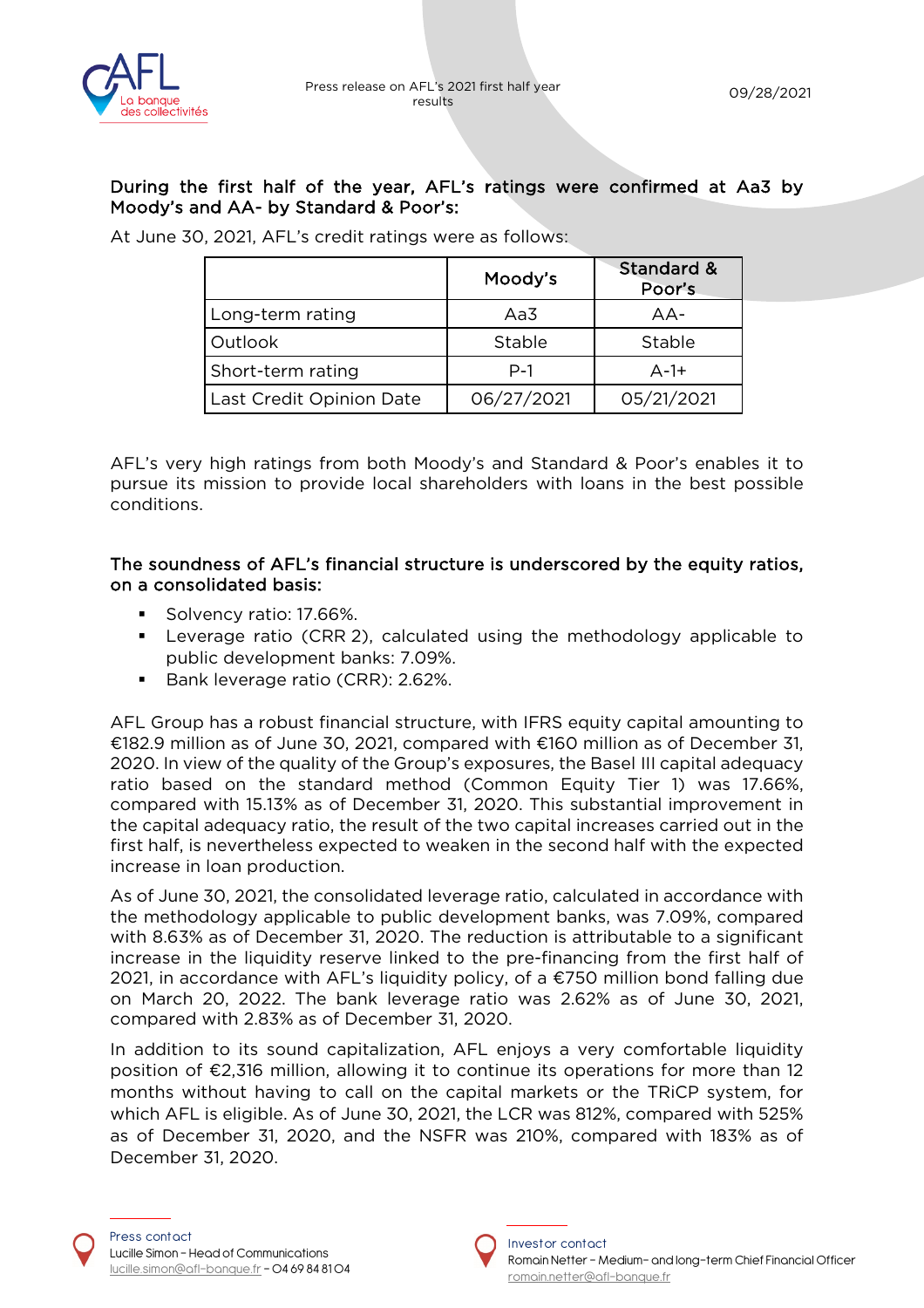### During the first half of the year, AFL's ratings were confirmed at Aa3 by Moody's and AA- by Standard & Poor's:

At June 30, 2021, AFL's credit ratings were as follows:

| | Moody's | Standard & Poor's |
|---|---|---|
| Long-term rating | Aa3 | AA- |
| Outlook | Stable | Stable |
| Short-term rating | P-1 | A-1+ |
| Last Credit Opinion Date | 06/27/2021 | 05/21/2021 |

AFL's very high ratings from both Moody's and Standard & Poor's enables it to pursue its mission to provide local shareholders with loans in the best possible conditions.

### The soundness of AFL's financial structure is underscored by the equity ratios, on a consolidated basis:

- Solvency ratio: 17.66%.
- Leverage ratio (CRR 2), calculated using the methodology applicable to public development banks: 7.09%.
- Bank leverage ratio (CRR): 2.62%.

AFL Group has a robust financial structure, with IFRS equity capital amounting to €182.9 million as of June 30, 2021, compared with €160 million as of December 31, 2020. In view of the quality of the Group's exposures, the Basel III capital adequacy ratio based on the standard method (Common Equity Tier 1) was 17.66%, compared with 15.13% as of December 31, 2020. This substantial improvement in the capital adequacy ratio, the result of the two capital increases carried out in the first half, is nevertheless expected to weaken in the second half with the expected increase in loan production.

As of June 30, 2021, the consolidated leverage ratio, calculated in accordance with the methodology applicable to public development banks, was 7.09%, compared with 8.63% as of December 31, 2020. The reduction is attributable to a significant increase in the liquidity reserve linked to the pre-financing from the first half of 2021, in accordance with AFL's liquidity policy, of a €750 million bond falling due on March 20, 2022. The bank leverage ratio was 2.62% as of June 30, 2021, compared with 2.83% as of December 31, 2020.

In addition to its sound capitalization, AFL enjoys a very comfortable liquidity position of €2,316 million, allowing it to continue its operations for more than 12 months without having to call on the capital markets or the TRiCP system, for which AFL is eligible. As of June 30, 2021, the LCR was 812%, compared with 525% as of December 31, 2020, and the NSFR was 210%, compared with 183% as of December 31, 2020.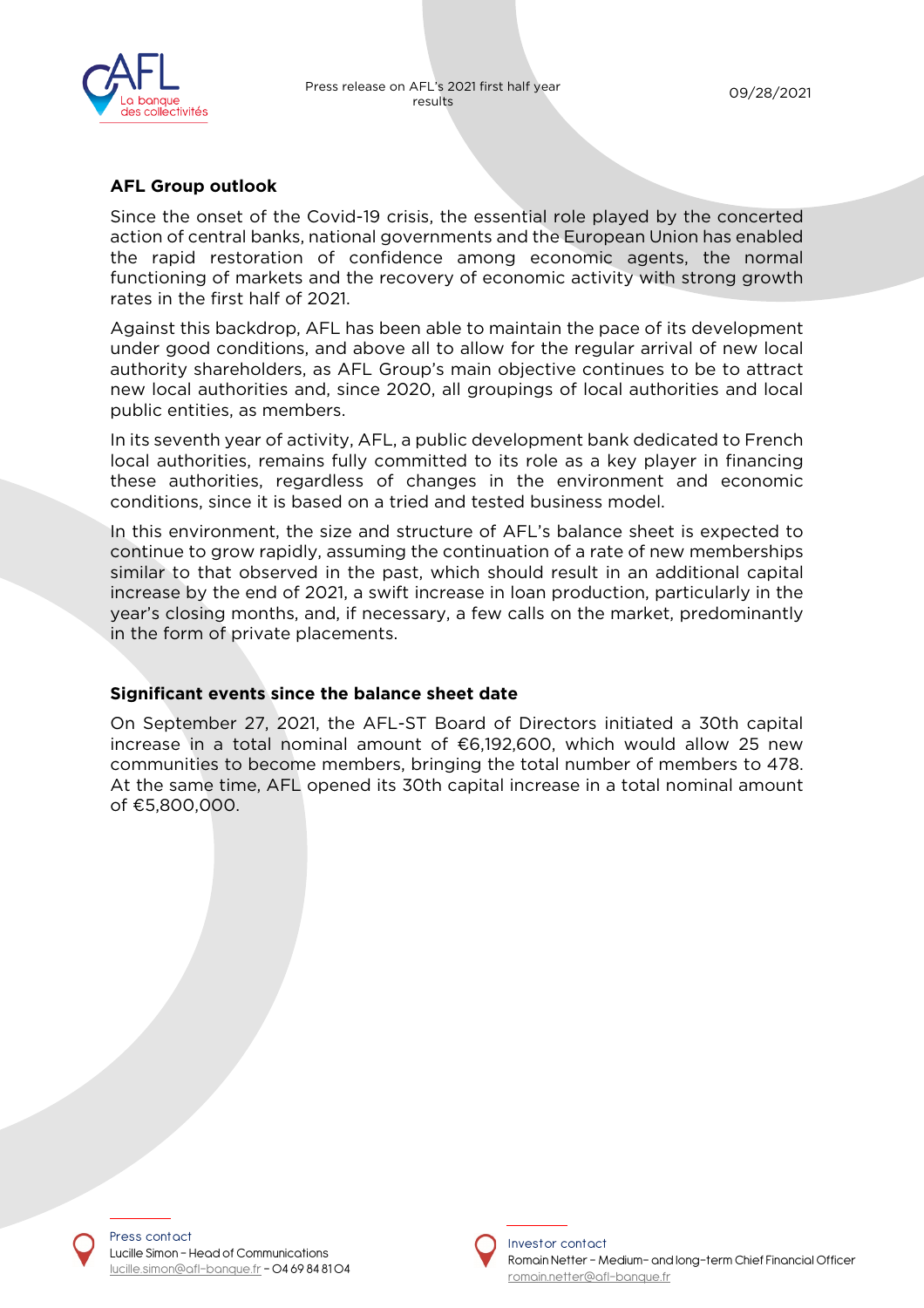## AFL Group outlook

Since the onset of the Covid-19 crisis, the essential role played by the concerted action of central banks, national governments and the European Union has enabled the rapid restoration of confidence among economic agents, the normal functioning of markets and the recovery of economic activity with strong growth rates in the first half of 2021.

Against this backdrop, AFL has been able to maintain the pace of its development under good conditions, and above all to allow for the regular arrival of new local authority shareholders, as AFL Group's main objective continues to be to attract new local authorities and, since 2020, all groupings of local authorities and local public entities, as members.

In its seventh year of activity, AFL, a public development bank dedicated to French local authorities, remains fully committed to its role as a key player in financing these authorities, regardless of changes in the environment and economic conditions, since it is based on a tried and tested business model.

In this environment, the size and structure of AFL's balance sheet is expected to continue to grow rapidly, assuming the continuation of a rate of new memberships similar to that observed in the past, which should result in an additional capital increase by the end of 2021, a swift increase in loan production, particularly in the year's closing months, and, if necessary, a few calls on the market, predominantly in the form of private placements.

## Significant events since the balance sheet date

On September 27, 2021, the AFL-ST Board of Directors initiated a 30th capital increase in a total nominal amount of €6,192,600, which would allow 25 new communities to become members, bringing the total number of members to 478. At the same time, AFL opened its 30th capital increase in a total nominal amount of €5,800,000.

Press contact
Lucille Simon – Head of Communications
lucille.simon@afl-banque.fr – 04 69 84 81 04

Investor contact
Romain Netter – Medium- and long-term Chief Financial Officer
romain.netter@afl-banque.fr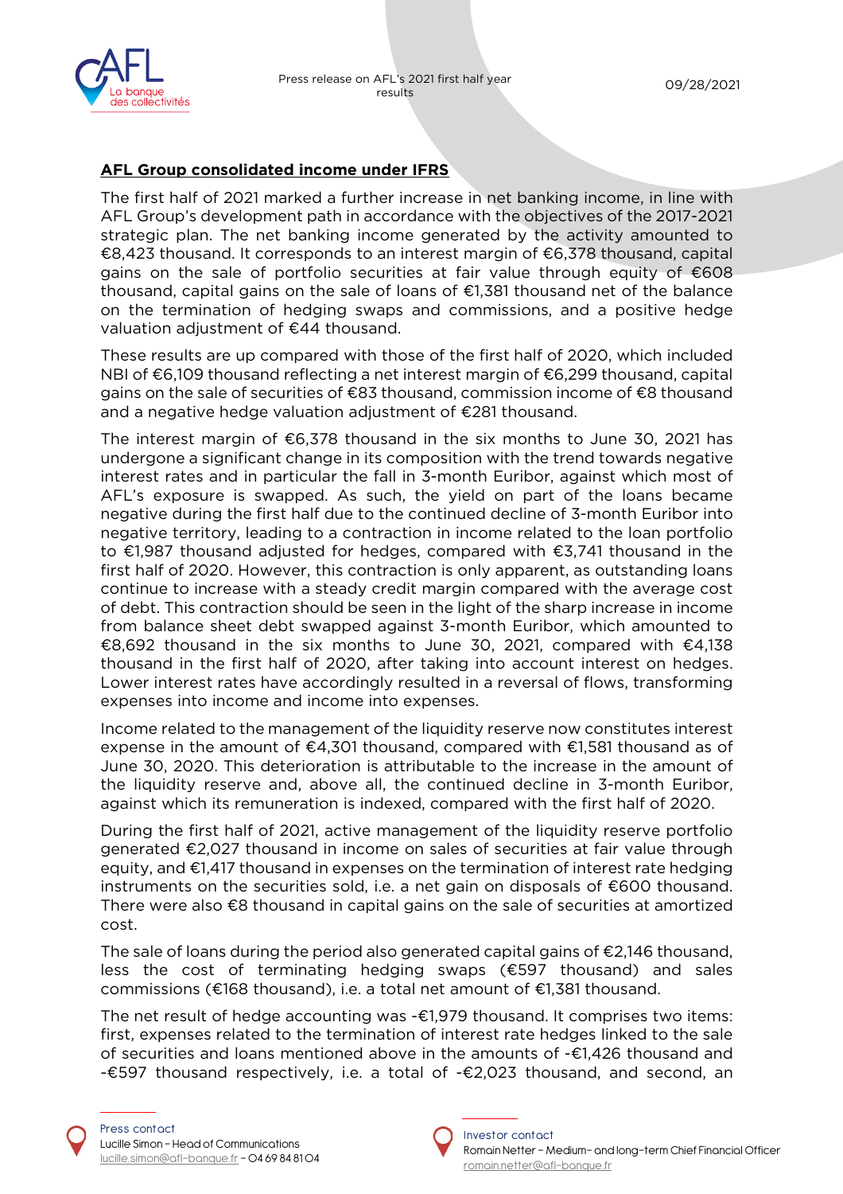## AFL Group consolidated income under IFRS

The first half of 2021 marked a further increase in net banking income, in line with AFL Group's development path in accordance with the objectives of the 2017-2021 strategic plan. The net banking income generated by the activity amounted to €8,423 thousand. It corresponds to an interest margin of €6,378 thousand, capital gains on the sale of portfolio securities at fair value through equity of €608 thousand, capital gains on the sale of loans of €1,381 thousand net of the balance on the termination of hedging swaps and commissions, and a positive hedge valuation adjustment of €44 thousand.

These results are up compared with those of the first half of 2020, which included NBI of €6,109 thousand reflecting a net interest margin of €6,299 thousand, capital gains on the sale of securities of €83 thousand, commission income of €8 thousand and a negative hedge valuation adjustment of €281 thousand.

The interest margin of €6,378 thousand in the six months to June 30, 2021 has undergone a significant change in its composition with the trend towards negative interest rates and in particular the fall in 3-month Euribor, against which most of AFL's exposure is swapped. As such, the yield on part of the loans became negative during the first half due to the continued decline of 3-month Euribor into negative territory, leading to a contraction in income related to the loan portfolio to €1,987 thousand adjusted for hedges, compared with €3,741 thousand in the first half of 2020. However, this contraction is only apparent, as outstanding loans continue to increase with a steady credit margin compared with the average cost of debt. This contraction should be seen in the light of the sharp increase in income from balance sheet debt swapped against 3-month Euribor, which amounted to €8,692 thousand in the six months to June 30, 2021, compared with €4,138 thousand in the first half of 2020, after taking into account interest on hedges. Lower interest rates have accordingly resulted in a reversal of flows, transforming expenses into income and income into expenses.

Income related to the management of the liquidity reserve now constitutes interest expense in the amount of €4,301 thousand, compared with €1,581 thousand as of June 30, 2020. This deterioration is attributable to the increase in the amount of the liquidity reserve and, above all, the continued decline in 3-month Euribor, against which its remuneration is indexed, compared with the first half of 2020.

During the first half of 2021, active management of the liquidity reserve portfolio generated €2,027 thousand in income on sales of securities at fair value through equity, and €1,417 thousand in expenses on the termination of interest rate hedging instruments on the securities sold, i.e. a net gain on disposals of €600 thousand. There were also €8 thousand in capital gains on the sale of securities at amortized cost.

The sale of loans during the period also generated capital gains of €2,146 thousand, less the cost of terminating hedging swaps (€597 thousand) and sales commissions (€168 thousand), i.e. a total net amount of €1,381 thousand.

The net result of hedge accounting was -€1,979 thousand. It comprises two items: first, expenses related to the termination of interest rate hedges linked to the sale of securities and loans mentioned above in the amounts of -€1,426 thousand and -€597 thousand respectively, i.e. a total of -€2,023 thousand, and second, an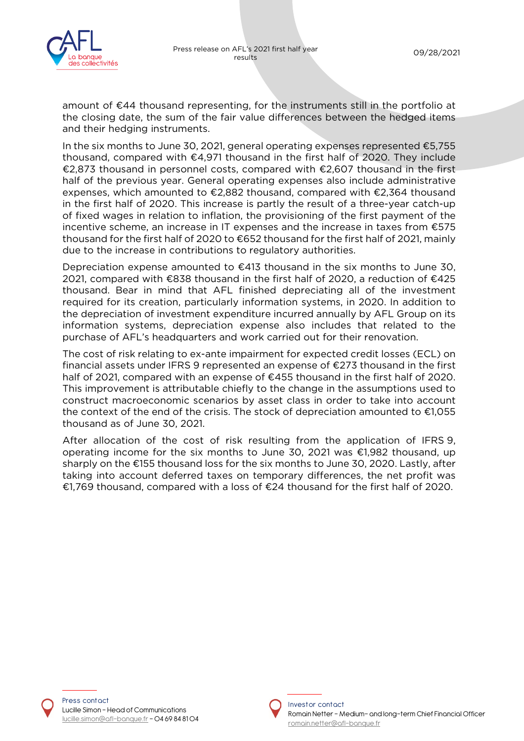amount of €44 thousand representing, for the instruments still in the portfolio at the closing date, the sum of the fair value differences between the hedged items and their hedging instruments.

In the six months to June 30, 2021, general operating expenses represented €5,755 thousand, compared with €4,971 thousand in the first half of 2020. They include €2,873 thousand in personnel costs, compared with €2,607 thousand in the first half of the previous year. General operating expenses also include administrative expenses, which amounted to €2,882 thousand, compared with €2,364 thousand in the first half of 2020. This increase is partly the result of a three-year catch-up of fixed wages in relation to inflation, the provisioning of the first payment of the incentive scheme, an increase in IT expenses and the increase in taxes from €575 thousand for the first half of 2020 to €652 thousand for the first half of 2021, mainly due to the increase in contributions to regulatory authorities.

Depreciation expense amounted to €413 thousand in the six months to June 30, 2021, compared with €838 thousand in the first half of 2020, a reduction of €425 thousand. Bear in mind that AFL finished depreciating all of the investment required for its creation, particularly information systems, in 2020. In addition to the depreciation of investment expenditure incurred annually by AFL Group on its information systems, depreciation expense also includes that related to the purchase of AFL's headquarters and work carried out for their renovation.

The cost of risk relating to ex-ante impairment for expected credit losses (ECL) on financial assets under IFRS 9 represented an expense of €273 thousand in the first half of 2021, compared with an expense of €455 thousand in the first half of 2020. This improvement is attributable chiefly to the change in the assumptions used to construct macroeconomic scenarios by asset class in order to take into account the context of the end of the crisis. The stock of depreciation amounted to €1,055 thousand as of June 30, 2021.

After allocation of the cost of risk resulting from the application of IFRS 9, operating income for the six months to June 30, 2021 was €1,982 thousand, up sharply on the €155 thousand loss for the six months to June 30, 2020. Lastly, after taking into account deferred taxes on temporary differences, the net profit was €1,769 thousand, compared with a loss of €24 thousand for the first half of 2020.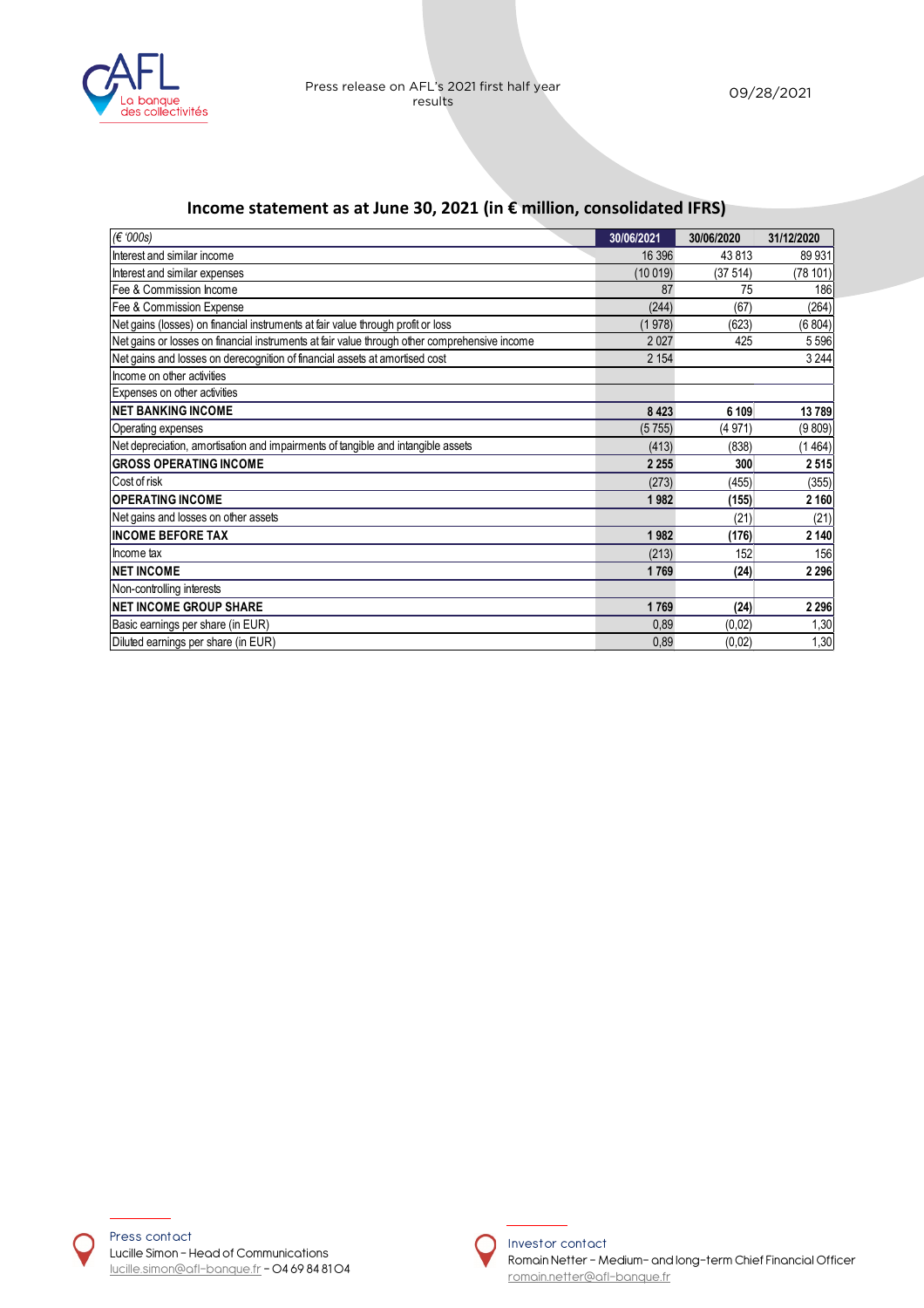## Income statement as at June 30, 2021 (in € million, consolidated IFRS)

| *(€ '000s)* | 30/06/2021 | 30/06/2020 | 31/12/2020 |
|---|---|---|---|
| Interest and similar income | 16 396 | 43 813 | 89 931 |
| Interest and similar expenses | (10 019) | (37 514) | (78 101) |
| Fee & Commission Income | 87 | 75 | 186 |
| Fee & Commission Expense | (244) | (67) | (264) |
| Net gains (losses) on financial instruments at fair value through profit or loss | (1 978) | (623) | (6 804) |
| Net gains or losses on financial instruments at fair value through other comprehensive income | 2 027 | 425 | 5 596 |
| Net gains and losses on derecognition of financial assets at amortised cost | 2 154 | | 3 244 |
| Income on other activities | | | |
| Expenses on other activities | | | |
| **NET BANKING INCOME** | **8 423** | **6 109** | **13 789** |
| Operating expenses | (5 755) | (4 971) | (9 809) |
| Net depreciation, amortisation and impairments of tangible and intangible assets | (413) | (838) | (1 464) |
| **GROSS OPERATING INCOME** | **2 255** | **300** | **2 515** |
| Cost of risk | (273) | (455) | (355) |
| **OPERATING INCOME** | **1 982** | **(155)** | **2 160** |
| Net gains and losses on other assets | | (21) | (21) |
| **INCOME BEFORE TAX** | **1 982** | **(176)** | **2 140** |
| Income tax | (213) | 152 | 156 |
| **NET INCOME** | **1 769** | **(24)** | **2 296** |
| Non-controlling interests | | | |
| **NET INCOME GROUP SHARE** | **1 769** | **(24)** | **2 296** |
| Basic earnings per share (in EUR) | 0,89 | (0,02) | 1,30 |
| Diluted earnings per share (in EUR) | 0,89 | (0,02) | 1,30 |

Press contact
Lucille Simon – Head of Communications
lucille.simon@afl-banque.fr – 04 69 84 81 04

Investor contact
Romain Netter – Medium- and long-term Chief Financial Officer
romain.netter@afl-banque.fr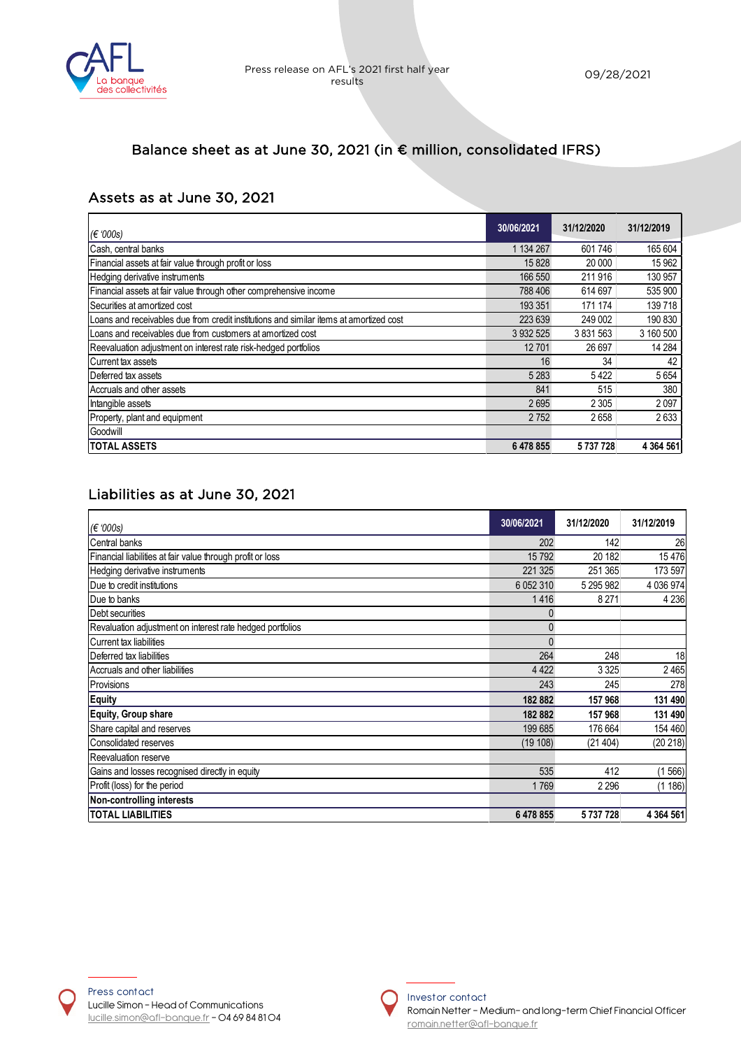## Balance sheet as at June 30, 2021 (in € million, consolidated IFRS)

### Assets as at June 30, 2021

| (€ '000s) | 30/06/2021 | 31/12/2020 | 31/12/2019 |
|---|---|---|---|
| Cash, central banks | 1 134 267 | 601 746 | 165 604 |
| Financial assets at fair value through profit or loss | 15 828 | 20 000 | 15 962 |
| Hedging derivative instruments | 166 550 | 211 916 | 130 957 |
| Financial assets at fair value through other comprehensive income | 788 406 | 614 697 | 535 900 |
| Securities at amortized cost | 193 351 | 171 174 | 139 718 |
| Loans and receivables due from credit institutions and similar items at amortized cost | 223 639 | 249 002 | 190 830 |
| Loans and receivables due from customers at amortized cost | 3 932 525 | 3 831 563 | 3 160 500 |
| Reevaluation adjustment on interest rate risk-hedged portfolios | 12 701 | 26 697 | 14 284 |
| Current tax assets | 16 | 34 | 42 |
| Deferred tax assets | 5 283 | 5 422 | 5 654 |
| Accruals and other assets | 841 | 515 | 380 |
| Intangible assets | 2 695 | 2 305 | 2 097 |
| Property, plant and equipment | 2 752 | 2 658 | 2 633 |
| Goodwill | | | |
| **TOTAL ASSETS** | **6 478 855** | **5 737 728** | **4 364 561** |

### Liabilities as at June 30, 2021

| (€ '000s) | 30/06/2021 | 31/12/2020 | 31/12/2019 |
|---|---|---|---|
| Central banks | 202 | 142 | 26 |
| Financial liabilities at fair value through profit or loss | 15 792 | 20 182 | 15 476 |
| Hedging derivative instruments | 221 325 | 251 365 | 173 597 |
| Due to credit institutions | 6 052 310 | 5 295 982 | 4 036 974 |
| Due to banks | 1 416 | 8 271 | 4 236 |
| Debt securities | 0 | | |
| Revaluation adjustment on interest rate hedged portfolios | 0 | | |
| Current tax liabilities | 0 | | |
| Deferred tax liabilities | 264 | 248 | 18 |
| Accruals and other liabilities | 4 422 | 3 325 | 2 465 |
| Provisions | 243 | 245 | 278 |
| **Equity** | **182 882** | **157 968** | **131 490** |
| **Equity, Group share** | **182 882** | **157 968** | **131 490** |
| Share capital and reserves | 199 685 | 176 664 | 154 460 |
| Consolidated reserves | (19 108) | (21 404) | (20 218) |
| Reevaluation reserve | | | |
| Gains and losses recognised directly in equity | 535 | 412 | (1 566) |
| Profit (loss) for the period | 1 769 | 2 296 | (1 186) |
| **Non-controlling interests** | | | |
| **TOTAL LIABILITIES** | **6 478 855** | **5 737 728** | **4 364 561** |

Press contact
Lucille Simon – Head of Communications
lucille.simon@afl-banque.fr – 04 69 84 81 04

Investor contact
Romain Netter – Medium- and long-term Chief Financial Officer
romain.netter@afl-banque.fr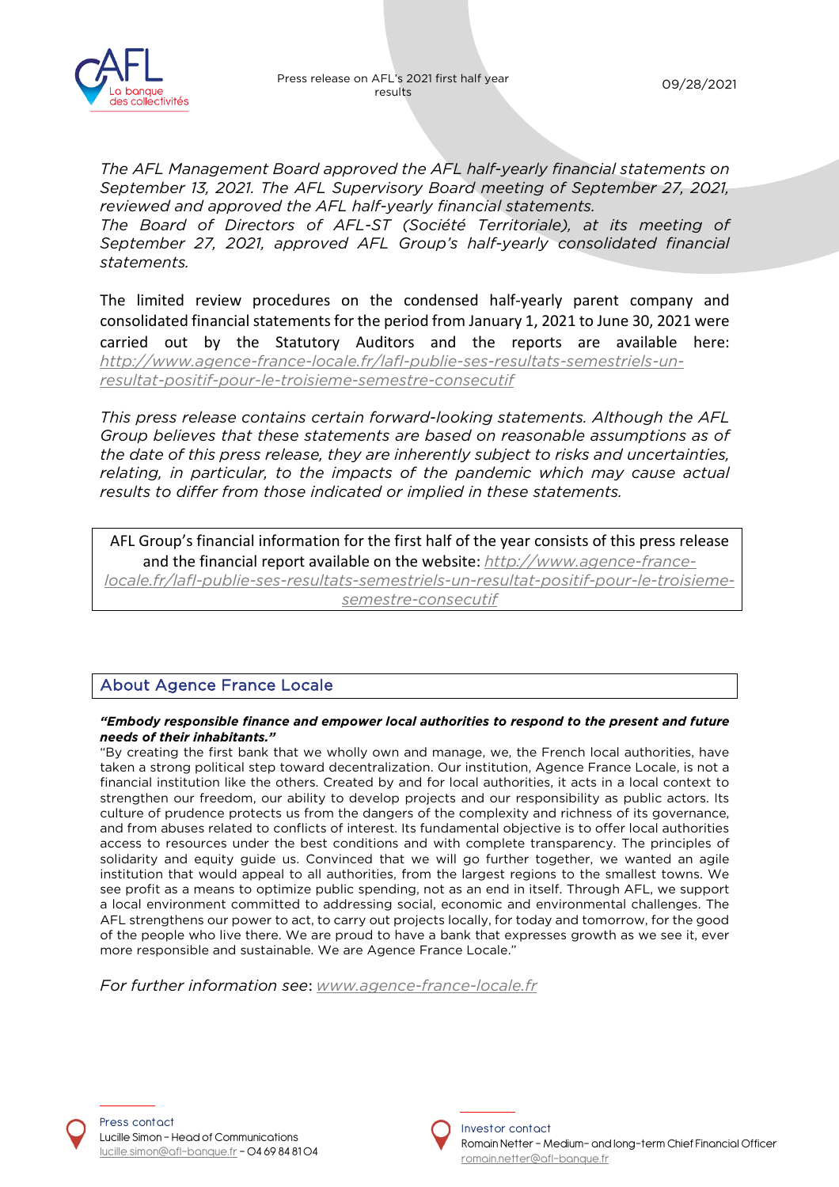*The AFL Management Board approved the AFL half-yearly financial statements on September 13, 2021. The AFL Supervisory Board meeting of September 27, 2021, reviewed and approved the AFL half-yearly financial statements.*
*The Board of Directors of AFL-ST (Société Territoriale), at its meeting of September 27, 2021, approved AFL Group's half-yearly consolidated financial statements.*

The limited review procedures on the condensed half-yearly parent company and consolidated financial statements for the period from January 1, 2021 to June 30, 2021 were carried out by the Statutory Auditors and the reports are available here: http://www.agence-france-locale.fr/lafl-publie-ses-resultats-semestriels-un-resultat-positif-pour-le-troisieme-semestre-consecutif

*This press release contains certain forward-looking statements. Although the AFL Group believes that these statements are based on reasonable assumptions as of the date of this press release, they are inherently subject to risks and uncertainties, relating, in particular, to the impacts of the pandemic which may cause actual results to differ from those indicated or implied in these statements.*

AFL Group's financial information for the first half of the year consists of this press release and the financial report available on the website: http://www.agence-france-locale.fr/lafl-publie-ses-resultats-semestriels-un-resultat-positif-pour-le-troisieme-semestre-consecutif

## About Agence France Locale

***"Embody responsible finance and empower local authorities to respond to the present and future needs of their inhabitants."***

"By creating the first bank that we wholly own and manage, we, the French local authorities, have taken a strong political step toward decentralization. Our institution, Agence France Locale, is not a financial institution like the others. Created by and for local authorities, it acts in a local context to strengthen our freedom, our ability to develop projects and our responsibility as public actors. Its culture of prudence protects us from the dangers of the complexity and richness of its governance, and from abuses related to conflicts of interest. Its fundamental objective is to offer local authorities access to resources under the best conditions and with complete transparency. The principles of solidarity and equity guide us. Convinced that we will go further together, we wanted an agile institution that would appeal to all authorities, from the largest regions to the smallest towns. We see profit as a means to optimize public spending, not as an end in itself. Through AFL, we support a local environment committed to addressing social, economic and environmental challenges. The AFL strengthens our power to act, to carry out projects locally, for today and tomorrow, for the good of the people who live there. We are proud to have a bank that expresses growth as we see it, ever more responsible and sustainable. We are Agence France Locale."

*For further information see*: www.agence-france-locale.fr

Press contact
Lucille Simon – Head of Communications
lucille.simon@afl-banque.fr – 04 69 84 81 04

Investor contact
Romain Netter – Medium- and long-term Chief Financial Officer
romain.netter@afl-banque.fr